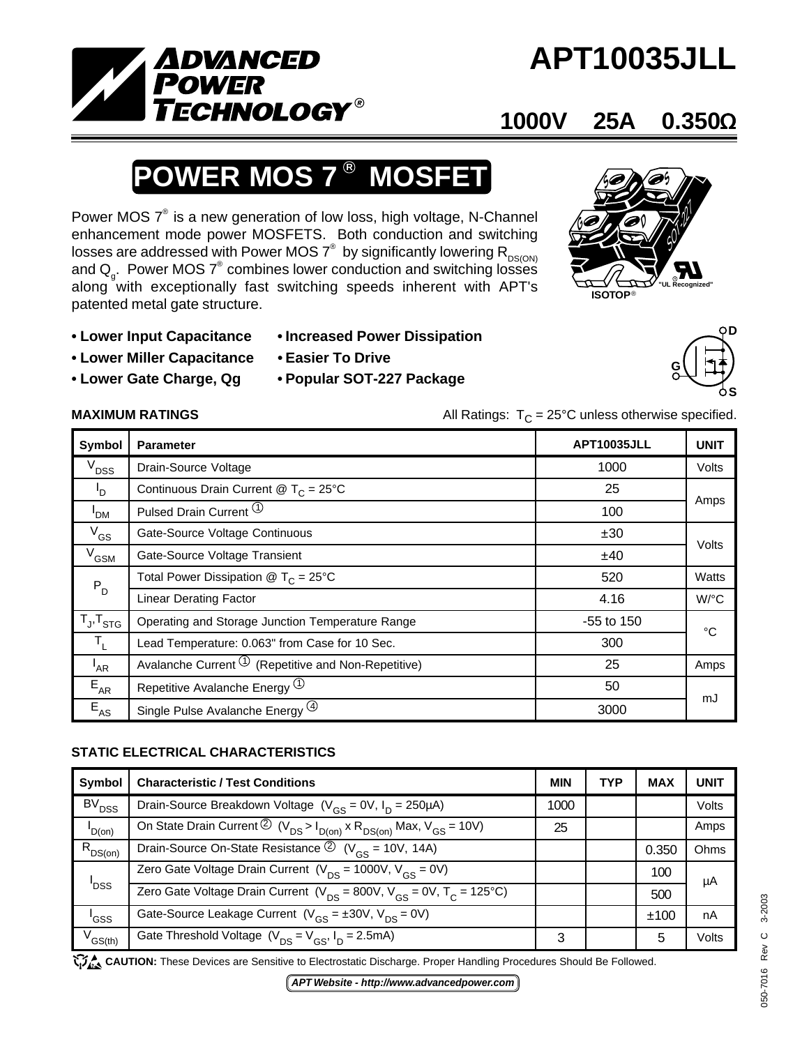# APT10035JLL

**1000V 25A 0.350Ω**

## POWER MOS 7® MOSFET

Power MOS 7® is a new generation of low loss, high voltage, N-Channel enhancement mode power MOSFETS. Both conduction and switching losses are addressed with Power MOS 7® by significantly lowering $R_{DS(ON)}$ and $Q_g$. Power MOS 7® combines lower conduction and switching losses along with exceptionally fast switching speeds inherent with APT's patented metal gate structure.

ISOTOP® "UL Recognized"

- **Lower Input Capacitance**
- **Lower Miller Capacitance**
- **Lower Gate Charge, Qg**
- **Increased Power Dissipation**
- **Easier To Drive**
- **Popular SOT-227 Package**

**MAXIMUM RATINGS**

All Ratings: $T_C$ = 25°C unless otherwise specified.

| Symbol | Parameter | APT10035JLL | UNIT |
|---|---|---|---|
| $V_{DSS}$ | Drain-Source Voltage | 1000 | Volts |
| $I_D$ | Continuous Drain Current @ $T_C$ = 25°C | 25 | Amps |
| $I_{DM}$ | Pulsed Drain Current ① | 100 | Amps |
| $V_{GS}$ | Gate-Source Voltage Continuous | ±30 | Volts |
| $V_{GSM}$ | Gate-Source Voltage Transient | ±40 | Volts |
| $P_D$ | Total Power Dissipation @ $T_C$ = 25°C | 520 | Watts |
| | Linear Derating Factor | 4.16 | W/°C |
| $T_J$,$T_{STG}$ | Operating and Storage Junction Temperature Range | -55 to 150 | °C |
| $T_L$ | Lead Temperature: 0.063" from Case for 10 Sec. | 300 | °C |
| $I_{AR}$ | Avalanche Current ① (Repetitive and Non-Repetitive) | 25 | Amps |
| $E_{AR}$ | Repetitive Avalanche Energy ① | 50 | mJ |
| $E_{AS}$ | Single Pulse Avalanche Energy ④ | 3000 | mJ |

**STATIC ELECTRICAL CHARACTERISTICS**

| Symbol | Characteristic / Test Conditions | MIN | TYP | MAX | UNIT |
|---|---|---|---|---|---|
| $BV_{DSS}$ | Drain-Source Breakdown Voltage ($V_{GS}$ = 0V, $I_D$ = 250μA) | 1000 | | | Volts |
| $I_{D(on)}$ | On State Drain Current ② ($V_{DS} > I_{D(on)} \times R_{DS(on)}$ Max, $V_{GS}$ = 10V) | 25 | | | Amps |
| $R_{DS(on)}$ | Drain-Source On-State Resistance ② ($V_{GS}$ = 10V, 14A) | | | 0.350 | Ohms |
| $I_{DSS}$ | Zero Gate Voltage Drain Current ($V_{DS}$ = 1000V, $V_{GS}$ = 0V) | | | 100 | μA |
| | Zero Gate Voltage Drain Current ($V_{DS}$ = 800V, $V_{GS}$ = 0V, $T_C$ = 125°C) | | | 500 | μA |
| $I_{GSS}$ | Gate-Source Leakage Current ($V_{GS}$ = ±30V, $V_{DS}$ = 0V) | | | ±100 | nA |
| $V_{GS(th)}$ | Gate Threshold Voltage ($V_{DS} = V_{GS}$, $I_D$ = 2.5mA) | 3 | | 5 | Volts |

**CAUTION:** These Devices are Sensitive to Electrostatic Discharge. Proper Handling Procedures Should Be Followed.

*APT Website - http://www.advancedpower.com*

050-7016 Rev C 3-2003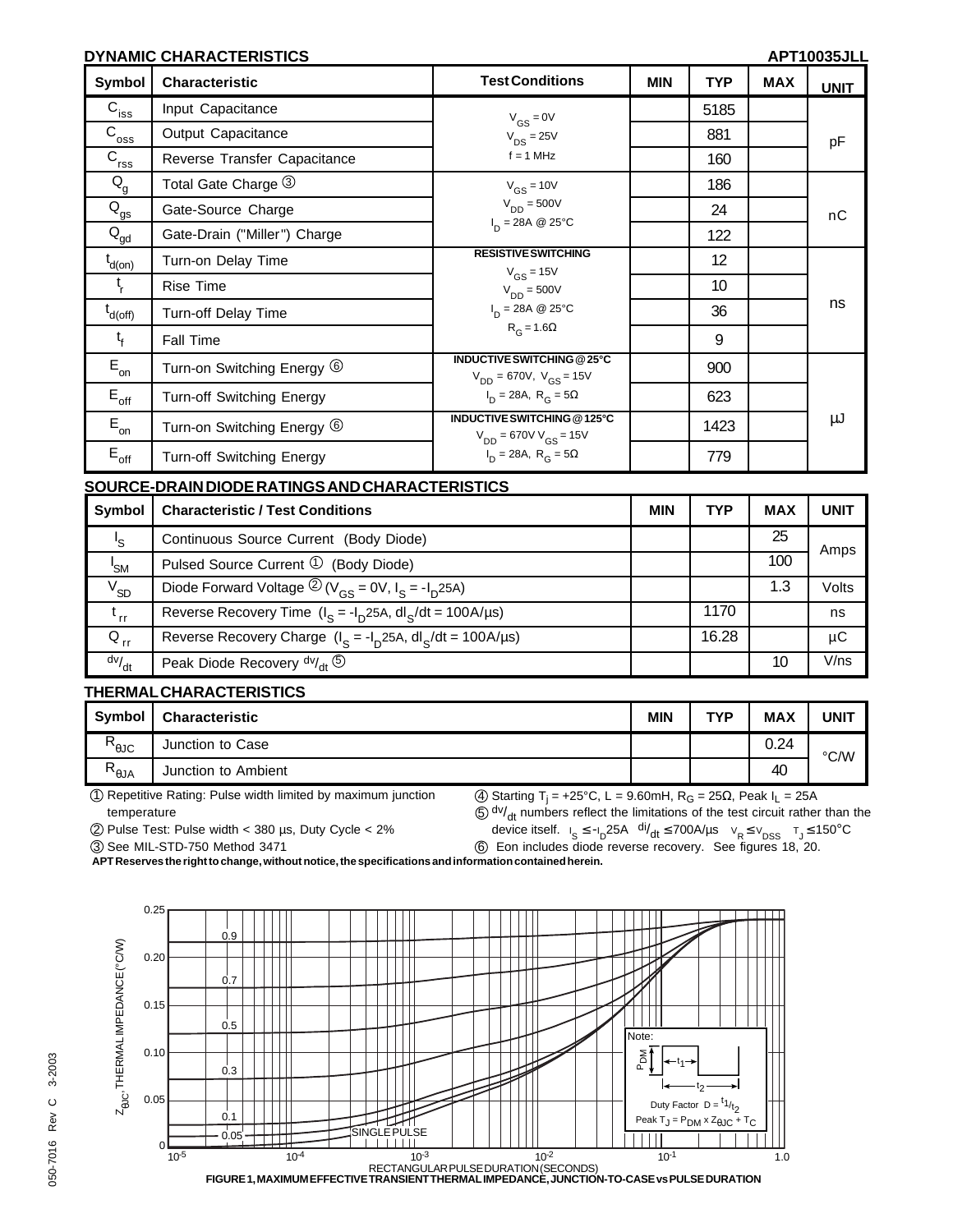## DYNAMIC CHARACTERISTICS

APT10035JLL

| Symbol | Characteristic | Test Conditions | MIN | TYP | MAX | UNIT |
|---|---|---|---|---|---|---|
| $C_{iss}$ | Input Capacitance | $V_{GS} = 0V$<br>$V_{DS} = 25V$<br>f = 1 MHz | | 5185 | | pF |
| $C_{oss}$ | Output Capacitance | | | 881 | | |
| $C_{rss}$ | Reverse Transfer Capacitance | | | 160 | | |
| $Q_g$ | Total Gate Charge ③ | $V_{GS} = 10V$<br>$V_{DD} = 500V$<br>$I_D = 28A$ @ 25°C | | 186 | | nC |
| $Q_{gs}$ | Gate-Source Charge | | | 24 | | |
| $Q_{gd}$ | Gate-Drain ("Miller") Charge | | | 122 | | |
| $t_{d(on)}$ | Turn-on Delay Time | RESISTIVE SWITCHING<br>$V_{GS} = 15V$<br>$V_{DD} = 500V$<br>$I_D = 28A$ @ 25°C<br>$R_G = 1.6\Omega$ | | 12 | | ns |
| $t_r$ | Rise Time | | | 10 | | |
| $t_{d(off)}$ | Turn-off Delay Time | | | 36 | | |
| $t_f$ | Fall Time | | | 9 | | |
| $E_{on}$ | Turn-on Switching Energy ⑥ | INDUCTIVE SWITCHING @ 25°C<br>$V_{DD} = 670V$, $V_{GS} = 15V$<br>$I_D = 28A$, $R_G = 5\Omega$ | | 900 | | μJ |
| $E_{off}$ | Turn-off Switching Energy | | | 623 | | |
| $E_{on}$ | Turn-on Switching Energy ⑥ | INDUCTIVE SWITCHING @ 125°C<br>$V_{DD} = 670V$ $V_{GS} = 15V$<br>$I_D = 28A$, $R_G = 5\Omega$ | | 1423 | | |
| $E_{off}$ | Turn-off Switching Energy | | | 779 | | |

## SOURCE-DRAIN DIODE RATINGS AND CHARACTERISTICS

| Symbol | Characteristic / Test Conditions | MIN | TYP | MAX | UNIT |
|---|---|---|---|---|---|
| $I_S$ | Continuous Source Current (Body Diode) | | | 25 | Amps |
| $I_{SM}$ | Pulsed Source Current ① (Body Diode) | | | 100 | |
| $V_{SD}$ | Diode Forward Voltage ② ($V_{GS} = 0V$, $I_S = -I_D$25A) | | | 1.3 | Volts |
| $t_{rr}$ | Reverse Recovery Time ($I_S = -I_D$25A, $dI_S/dt = 100A/\mu s$) | | 1170 | | ns |
| $Q_{rr}$ | Reverse Recovery Charge ($I_S = -I_D$25A, $dI_S/dt = 100A/\mu s$) | | 16.28 | | μC |
| $dv/dt$ | Peak Diode Recovery $dv/dt$ ⑤ | | | 10 | V/ns |

## THERMAL CHARACTERISTICS

| Symbol | Characteristic | MIN | TYP | MAX | UNIT |
|---|---|---|---|---|---|
| $R_{\theta JC}$ | Junction to Case | | | 0.24 | °C/W |
| $R_{\theta JA}$ | Junction to Ambient | | | 40 | |

① Repetitive Rating: Pulse width limited by maximum junction temperature

② Pulse Test: Pulse width < 380 μs, Duty Cycle < 2%

③ See MIL-STD-750 Method 3471

④ Starting $T_j = +25°C$, L = 9.60mH, $R_G = 25\Omega$, Peak $I_L = 25A$

⑤ $dv/dt$ numbers reflect the limitations of the test circuit rather than the device itself. $I_S \leq -I_D$25A $di/dt \leq 700A/\mu s$ $V_R \leq V_{DSS}$ $T_J \leq 150°C$

⑥ Eon includes diode reverse recovery. See figures 18, 20.

APT Reserves the right to change, without notice, the specifications and information contained herein.

FIGURE 1, MAXIMUM EFFECTIVE TRANSIENT THERMAL IMPEDANCE, JUNCTION-TO-CASE vs PULSE DURATION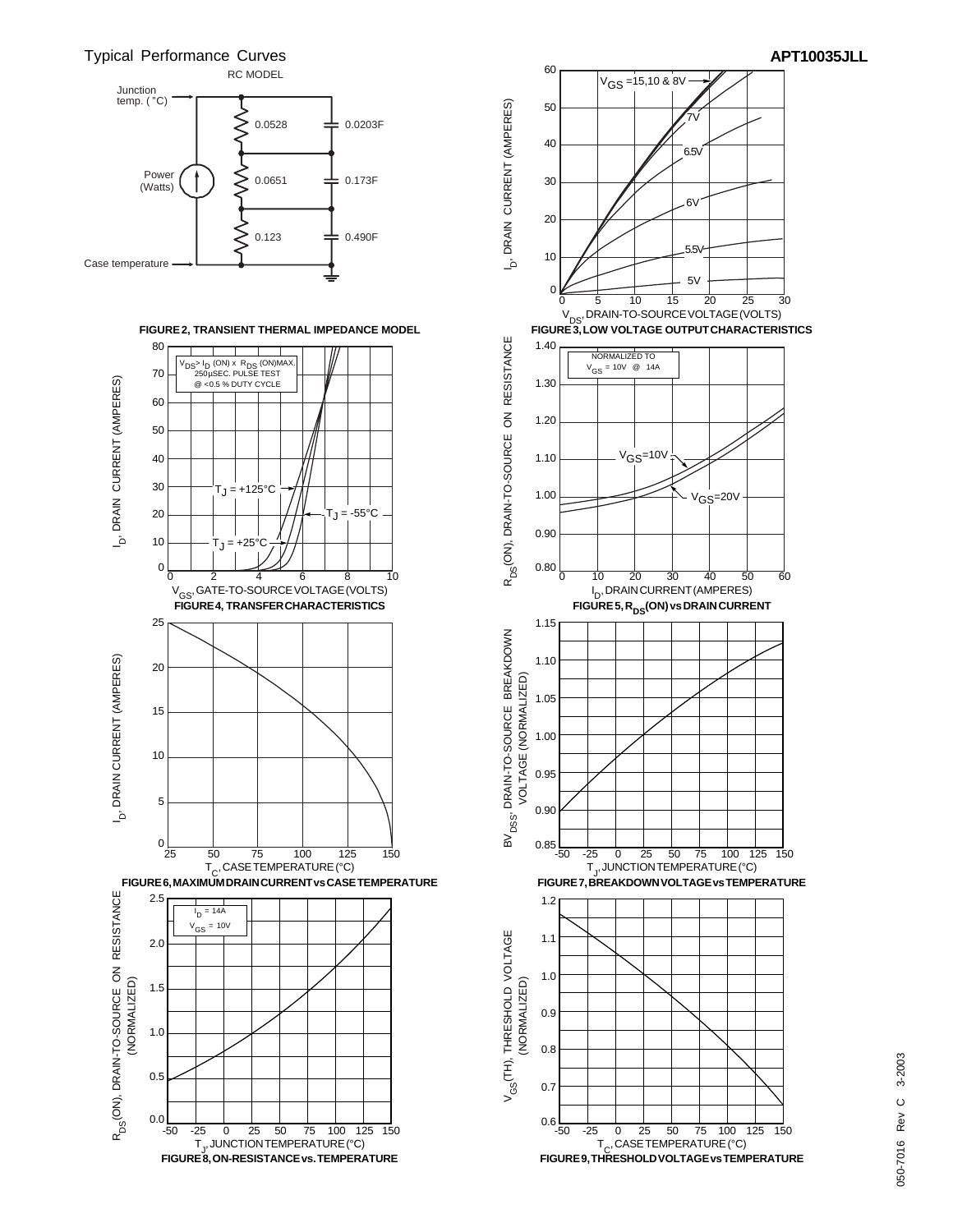Typical Performance Curves

RC MODEL

Junction temp. (°C)

0.0528 — 0.0203F

Power (Watts)

0.0651 — 0.173F

0.123 — 0.490F

Case temperature

**FIGURE 2, TRANSIENT THERMAL IMPEDANCE MODEL**

$V_{GS}$ =15,10 & 8V

7V

6.5V

6V

5.5V

5V

$V_{DS}$, DRAIN-TO-SOURCE VOLTAGE (VOLTS)

$I_D$, DRAIN CURRENT (AMPERES)

**FIGURE 3, LOW VOLTAGE OUTPUT CHARACTERISTICS**

$V_{DS} > I_D$ (ON) x $R_{DS}$ (ON)MAX.
250μSEC. PULSE TEST
@ <0.5 % DUTY CYCLE

$T_J$ = +125°C

$T_J$ = -55°C

$T_J$ = +25°C

$V_{GS}$, GATE-TO-SOURCE VOLTAGE (VOLTS)

$I_D$, DRAIN CURRENT (AMPERES)

**FIGURE 4, TRANSFER CHARACTERISTICS**

NORMALIZED TO
$V_{GS}$ = 10V @ 14A

$V_{GS}$=10V

$V_{GS}$=20V

$I_D$, DRAIN CURRENT (AMPERES)

$R_{DS}$(ON), DRAIN-TO-SOURCE ON RESISTANCE

**FIGURE 5, $R_{DS}$(ON) vs DRAIN CURRENT**

$T_C$, CASE TEMPERATURE (°C)

$I_D$, DRAIN CURRENT (AMPERES)

**FIGURE 6, MAXIMUM DRAIN CURRENT vs CASE TEMPERATURE**

$T_J$, JUNCTION TEMPERATURE (°C)

$BV_{DSS}$, DRAIN-TO-SOURCE BREAKDOWN VOLTAGE (NORMALIZED)

**FIGURE 7, BREAKDOWN VOLTAGE vs TEMPERATURE**

$I_D$ = 14A
$V_{GS}$ = 10V

$T_J$, JUNCTION TEMPERATURE (°C)

$R_{DS}$(ON), DRAIN-TO-SOURCE ON RESISTANCE (NORMALIZED)

**FIGURE 8, ON-RESISTANCE vs. TEMPERATURE**

$T_C$, CASE TEMPERATURE (°C)

$V_{GS}$(TH), THRESHOLD VOLTAGE (NORMALIZED)

**FIGURE 9, THRESHOLD VOLTAGE vs TEMPERATURE**

050-7016 Rev C 3-2003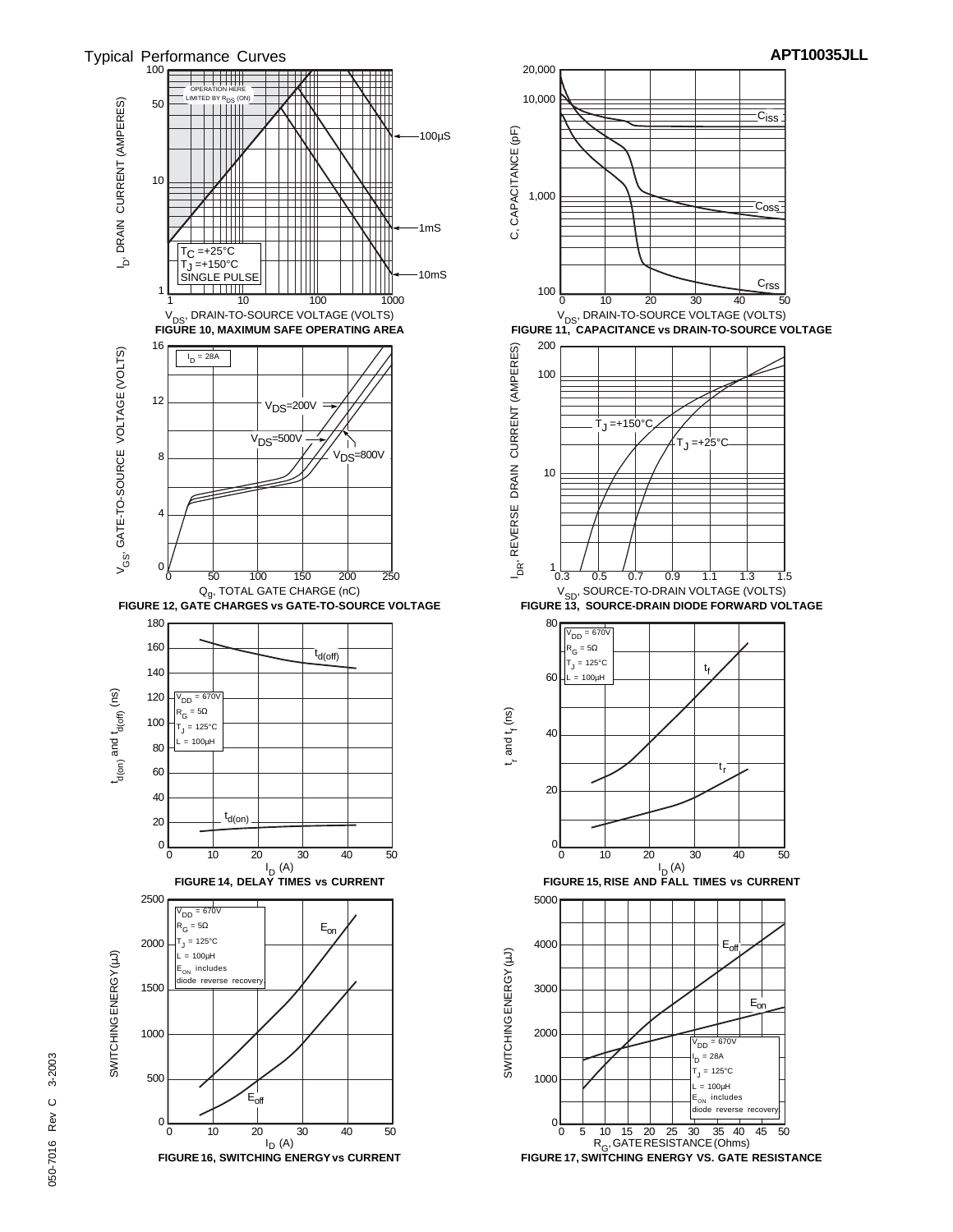Typical Performance Curves

APT10035JLL

OPERATION HERE LIMITED BY $R_{DS}$ (ON)

$T_C$ =+25°C
$T_J$ =+150°C
SINGLE PULSE

100µS
1mS
10mS

$I_D$, DRAIN CURRENT (AMPERES)

$V_{DS}$, DRAIN-TO-SOURCE VOLTAGE (VOLTS)

**FIGURE 10, MAXIMUM SAFE OPERATING AREA**

C, CAPACITANCE (pF)

$C_{iss}$
$C_{oss}$
$C_{rss}$

$V_{DS}$, DRAIN-TO-SOURCE VOLTAGE (VOLTS)

**FIGURE 11, CAPACITANCE vs DRAIN-TO-SOURCE VOLTAGE**

$I_D$ = 28A

$V_{DS}$=200V
$V_{DS}$=500V
$V_{DS}$=800V

$V_{GS}$, GATE-TO-SOURCE VOLTAGE (VOLTS)

$Q_g$, TOTAL GATE CHARGE (nC)

**FIGURE 12, GATE CHARGES vs GATE-TO-SOURCE VOLTAGE**

$T_J$ =+150°C
$T_J$ =+25°C

$I_{DR}$, REVERSE DRAIN CURRENT (AMPERES)

$V_{SD}$, SOURCE-TO-DRAIN VOLTAGE (VOLTS)

**FIGURE 13, SOURCE-DRAIN DIODE FORWARD VOLTAGE**

$V_{DD}$ = 670V
$R_G$ = 5Ω
$T_J$ = 125°C
L = 100µH

$t_{d(off)}$
$t_{d(on)}$

$t_{d(on)}$ and $t_{d(off)}$ (ns)

$I_D$ (A)

**FIGURE 14, DELAY TIMES vs CURRENT**

$V_{DD}$ = 670V
$R_G$ = 5Ω
$T_J$ = 125°C
L = 100µH

$t_f$
$t_r$

$t_r$ and $t_f$ (ns)

$I_D$ (A)

**FIGURE 15, RISE AND FALL TIMES vs CURRENT**

$V_{DD}$ = 670V
$R_G$ = 5Ω
$T_J$ = 125°C
L = 100µH
$E_{ON}$ includes diode reverse recovery.

$E_{on}$
$E_{off}$

SWITCHING ENERGY (µJ)

$I_D$ (A)

**FIGURE 16, SWITCHING ENERGY vs CURRENT**

$V_{DD}$ = 670V
$I_D$ = 28A
$T_J$ = 125°C
L = 100µH
$E_{ON}$ includes diode reverse recovery

$E_{off}$
$E_{on}$

SWITCHING ENERGY (µJ)

$R_G$, GATE RESISTANCE (Ohms)

**FIGURE 17, SWITCHING ENERGY VS. GATE RESISTANCE**

050-7016 Rev C 3-2003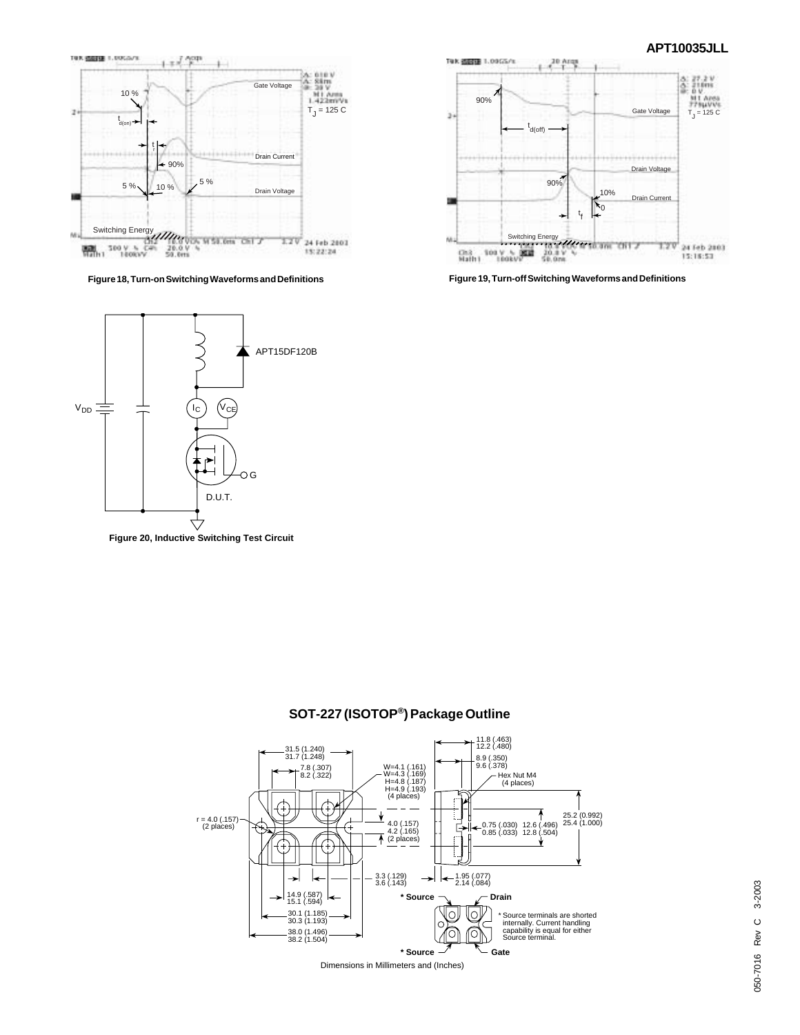Figure 18, Turn-on Switching Waveforms and Definitions

Figure 19, Turn-off Switching Waveforms and Definitions

Figure 20, Inductive Switching Test Circuit

## SOT-227 (ISOTOP®) Package Outline

* Source terminals are shorted internally. Current handling capability is equal for either Source terminal.

Dimensions in Millimeters and (Inches)